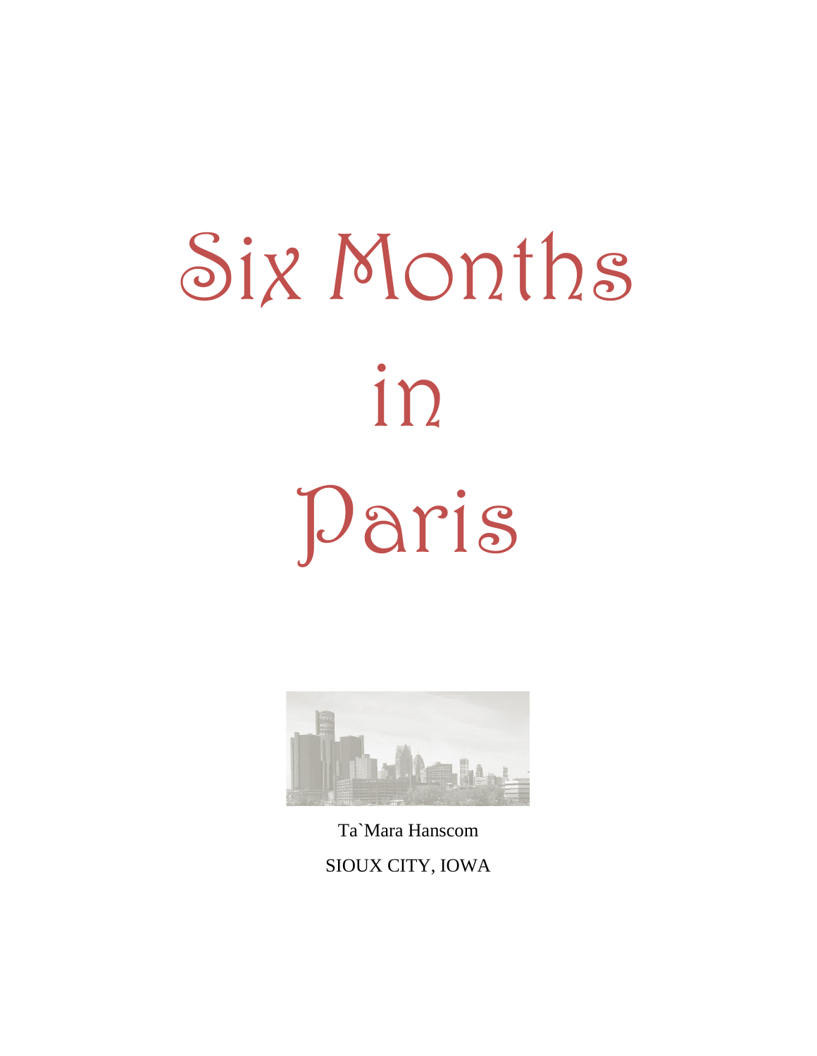# Six Months in Paris

Ta`Mara Hanscom

SIOUX CITY, IOWA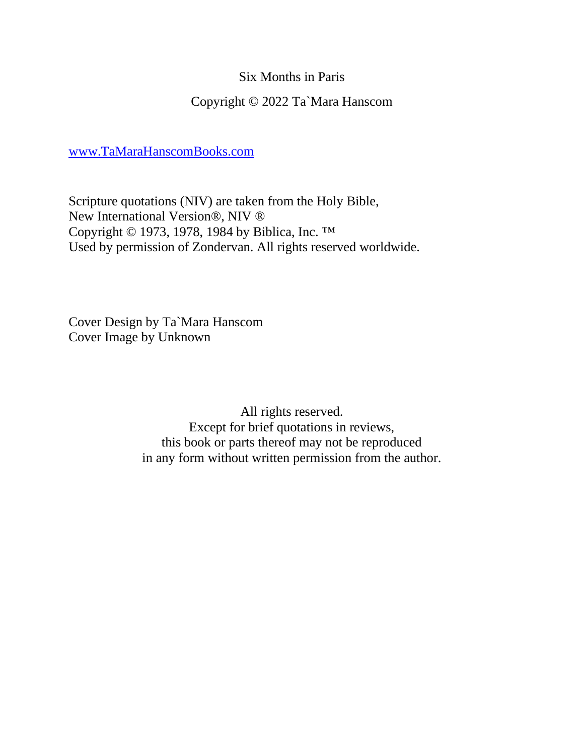Six Months in Paris

Copyright © 2022 Ta`Mara Hanscom

www.TaMaraHanscomBooks.com

Scripture quotations (NIV) are taken from the Holy Bible,
New International Version®, NIV ®
Copyright © 1973, 1978, 1984 by Biblica, Inc. ™
Used by permission of Zondervan. All rights reserved worldwide.

Cover Design by Ta`Mara Hanscom
Cover Image by Unknown

All rights reserved.
Except for brief quotations in reviews,
this book or parts thereof may not be reproduced
in any form without written permission from the author.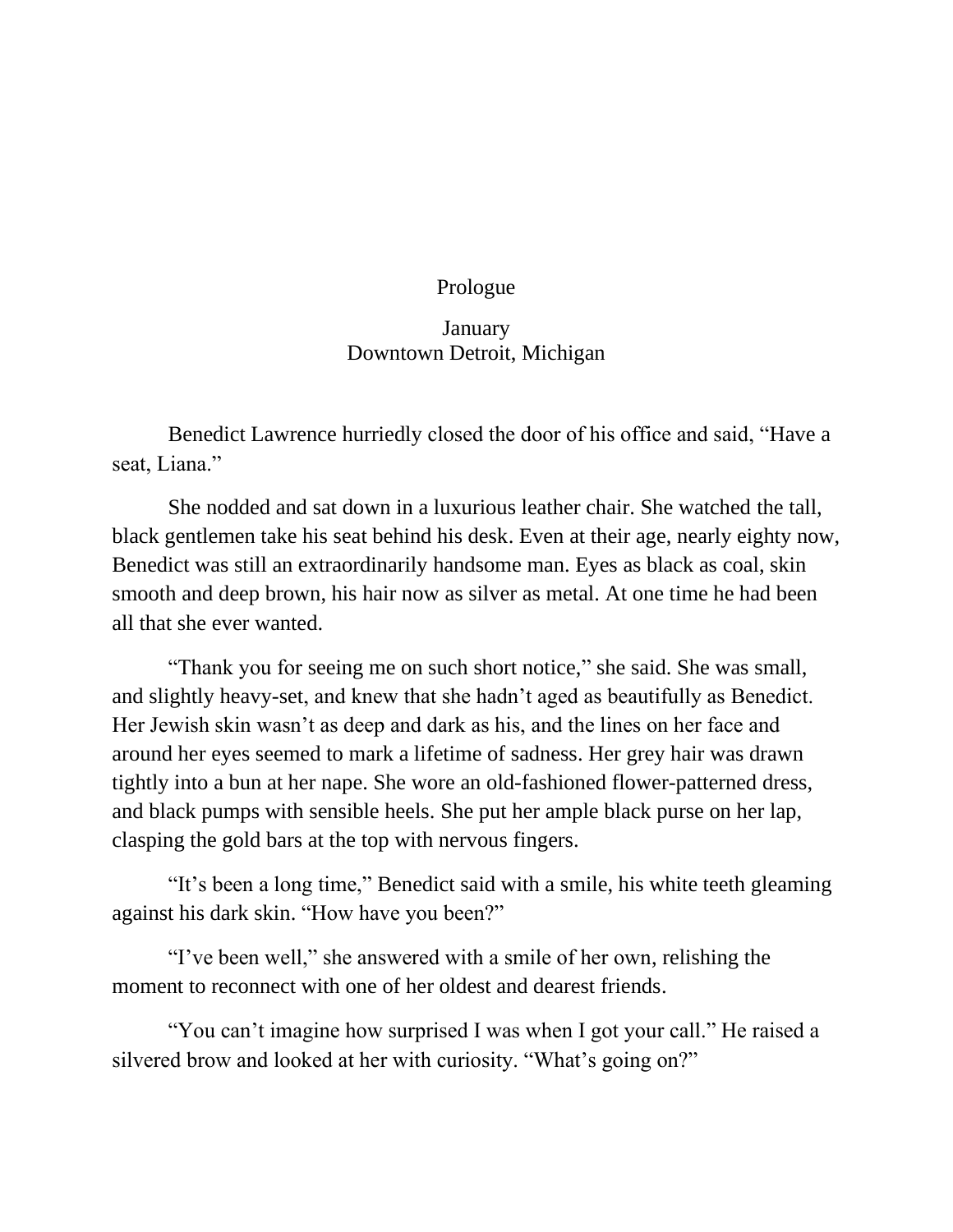# Prologue

January
Downtown Detroit, Michigan

Benedict Lawrence hurriedly closed the door of his office and said, "Have a seat, Liana."

She nodded and sat down in a luxurious leather chair. She watched the tall, black gentlemen take his seat behind his desk. Even at their age, nearly eighty now, Benedict was still an extraordinarily handsome man. Eyes as black as coal, skin smooth and deep brown, his hair now as silver as metal. At one time he had been all that she ever wanted.

"Thank you for seeing me on such short notice," she said. She was small, and slightly heavy-set, and knew that she hadn't aged as beautifully as Benedict. Her Jewish skin wasn't as deep and dark as his, and the lines on her face and around her eyes seemed to mark a lifetime of sadness. Her grey hair was drawn tightly into a bun at her nape. She wore an old-fashioned flower-patterned dress, and black pumps with sensible heels. She put her ample black purse on her lap, clasping the gold bars at the top with nervous fingers.

"It's been a long time," Benedict said with a smile, his white teeth gleaming against his dark skin. "How have you been?"

"I've been well," she answered with a smile of her own, relishing the moment to reconnect with one of her oldest and dearest friends.

"You can't imagine how surprised I was when I got your call." He raised a silvered brow and looked at her with curiosity. "What's going on?"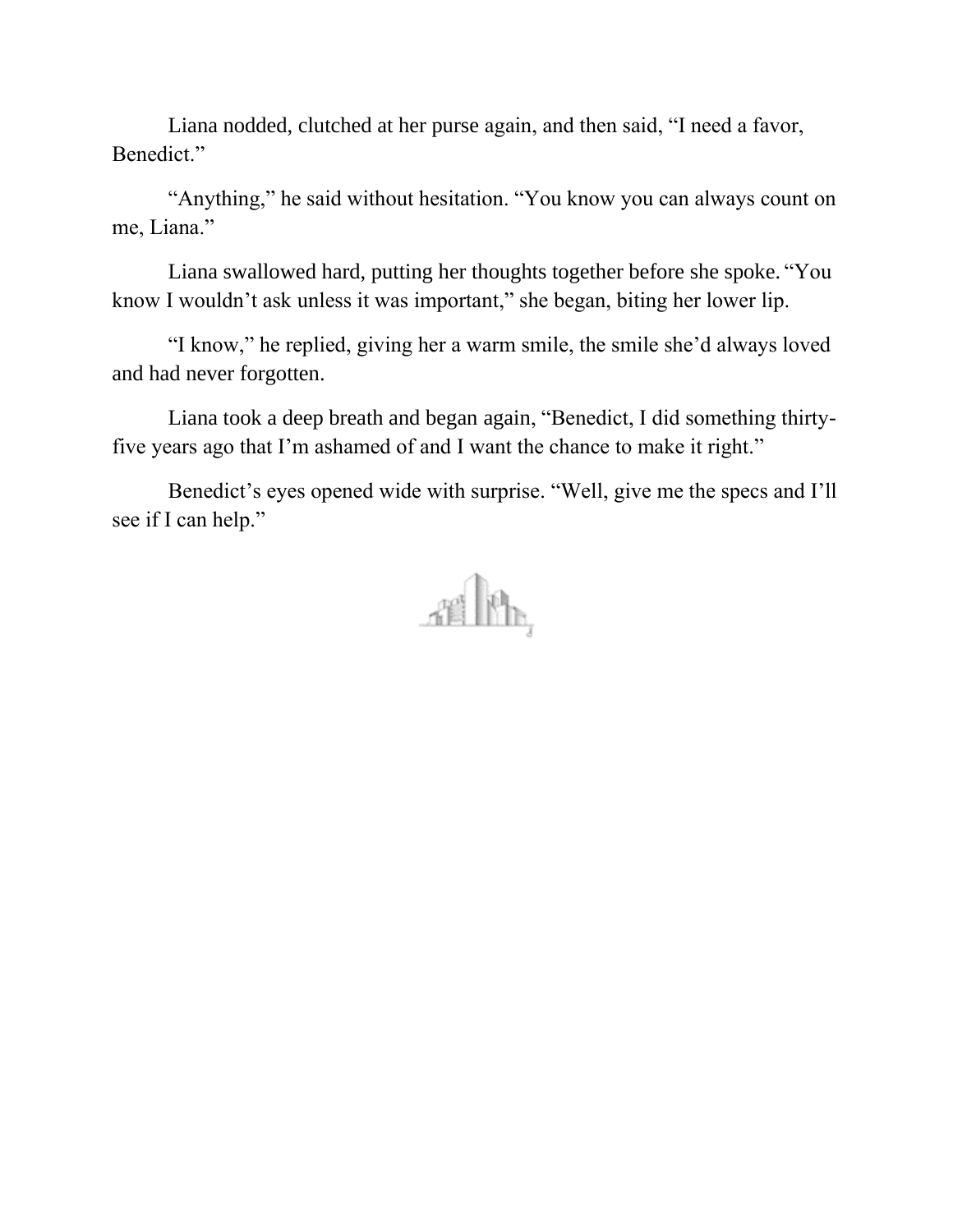Liana nodded, clutched at her purse again, and then said, "I need a favor, Benedict."

"Anything," he said without hesitation. "You know you can always count on me, Liana."

Liana swallowed hard, putting her thoughts together before she spoke. "You know I wouldn't ask unless it was important," she began, biting her lower lip.

"I know," he replied, giving her a warm smile, the smile she'd always loved and had never forgotten.

Liana took a deep breath and began again, "Benedict, I did something thirty-five years ago that I'm ashamed of and I want the chance to make it right."

Benedict's eyes opened wide with surprise. "Well, give me the specs and I'll see if I can help."